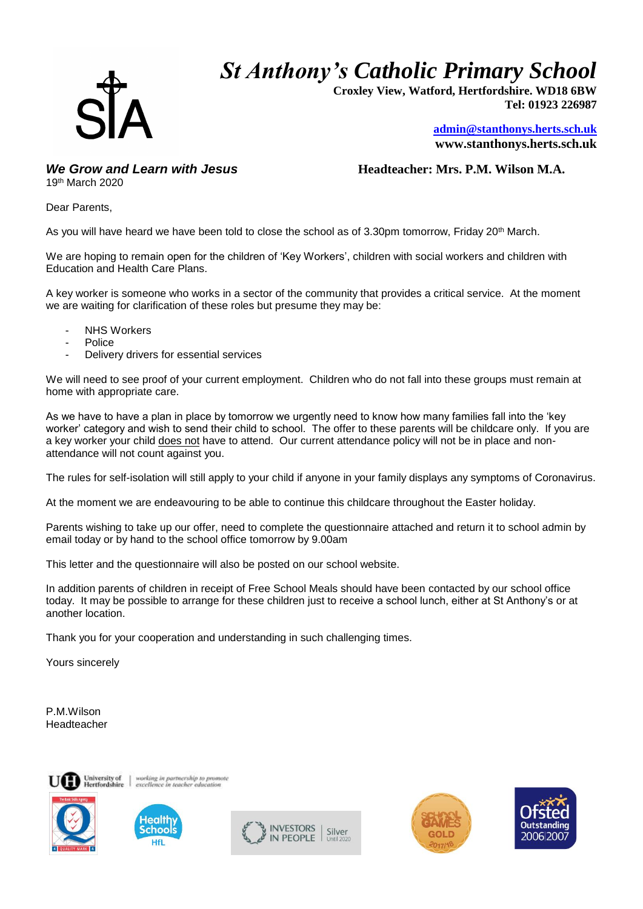# *St Anthony's Catholic Primary School*

**Croxley View, Watford, Hertfordshire. WD18 6BW**
**Tel: 01923 226987**

**admin@stanthonys.herts.sch.uk**
**www.stanthonys.herts.sch.uk**

***We Grow and Learn with Jesus***

**Headteacher: Mrs. P.M. Wilson M.A.**

19th March 2020

Dear Parents,

As you will have heard we have been told to close the school as of 3.30pm tomorrow, Friday 20th March.

We are hoping to remain open for the children of 'Key Workers', children with social workers and children with Education and Health Care Plans.

A key worker is someone who works in a sector of the community that provides a critical service. At the moment we are waiting for clarification of these roles but presume they may be:

- NHS Workers
- Police
- Delivery drivers for essential services

We will need to see proof of your current employment. Children who do not fall into these groups must remain at home with appropriate care.

As we have to have a plan in place by tomorrow we urgently need to know how many families fall into the 'key worker' category and wish to send their child to school. The offer to these parents will be childcare only. If you are a key worker your child does not have to attend. Our current attendance policy will not be in place and non-attendance will not count against you.

The rules for self-isolation will still apply to your child if anyone in your family displays any symptoms of Coronavirus.

At the moment we are endeavouring to be able to continue this childcare throughout the Easter holiday.

Parents wishing to take up our offer, need to complete the questionnaire attached and return it to school admin by email today or by hand to the school office tomorrow by 9.00am

This letter and the questionnaire will also be posted on our school website.

In addition parents of children in receipt of Free School Meals should have been contacted by our school office today. It may be possible to arrange for these children just to receive a school lunch, either at St Anthony's or at another location.

Thank you for your cooperation and understanding in such challenging times.

Yours sincerely

P.M.Wilson
Headteacher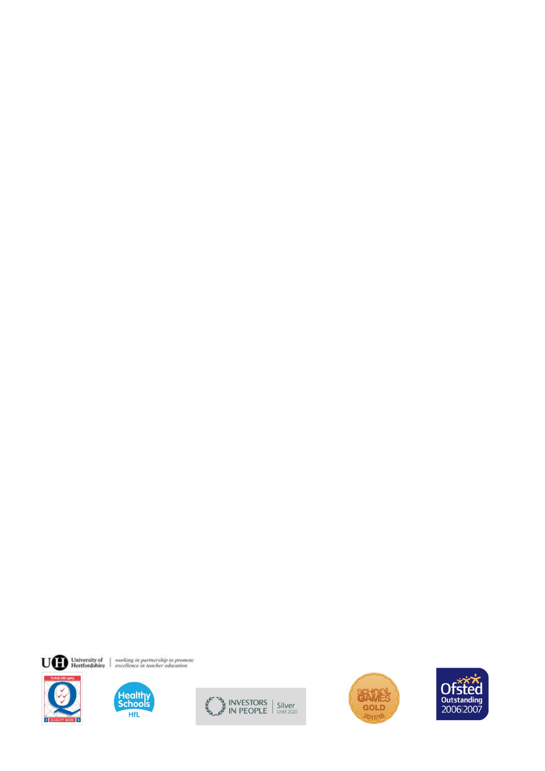University of Hertfordshire | working in partnership to promote excellence in teacher education

The Basic Skills Agency QUALITY MARK

Healthy Schools HfL

INVESTORS IN PEOPLE | Silver Until 2020

SCHOOL GAMES GOLD 2017/18

Ofsted Outstanding 2006|2007